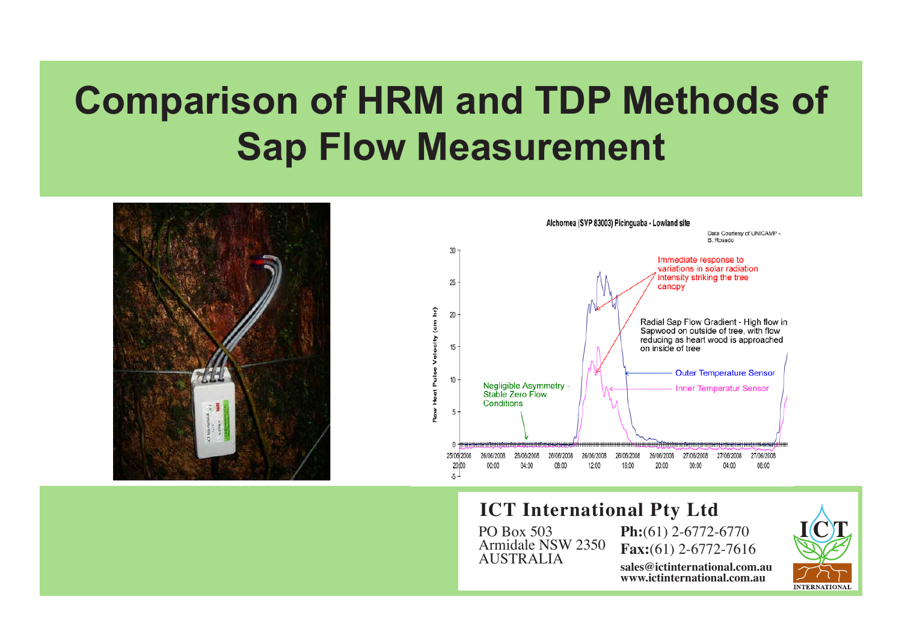# Comparison of HRM and TDP Methods of Sap Flow Measurement

Alchornea (SVP 83003) Picinguaba - Lowland site

Data Courtesy of UNICAMP - B. Rosado

Immediate response to variations in solar radiation intensity striking the tree canopy

Radial Sap Flow Gradient - High flow in Sapwood on outside of tree, with flow reducing as heart wood is approached on inside of tree

Outer Temperature Sensor

Inner Temperatur Sensor

Negligible Asymmetry - Stable Zero Flow Conditions

Raw Heat Pulse Velocity (cm hr)

**ICT International Pty Ltd**

PO Box 503
Armidale NSW 2350
AUSTRALIA

**Ph:**(61) 2-6772-6770
**Fax:**(61) 2-6772-7616
**sales@ictinternational.com.au**
**www.ictinternational.com.au**

ICT INTERNATIONAL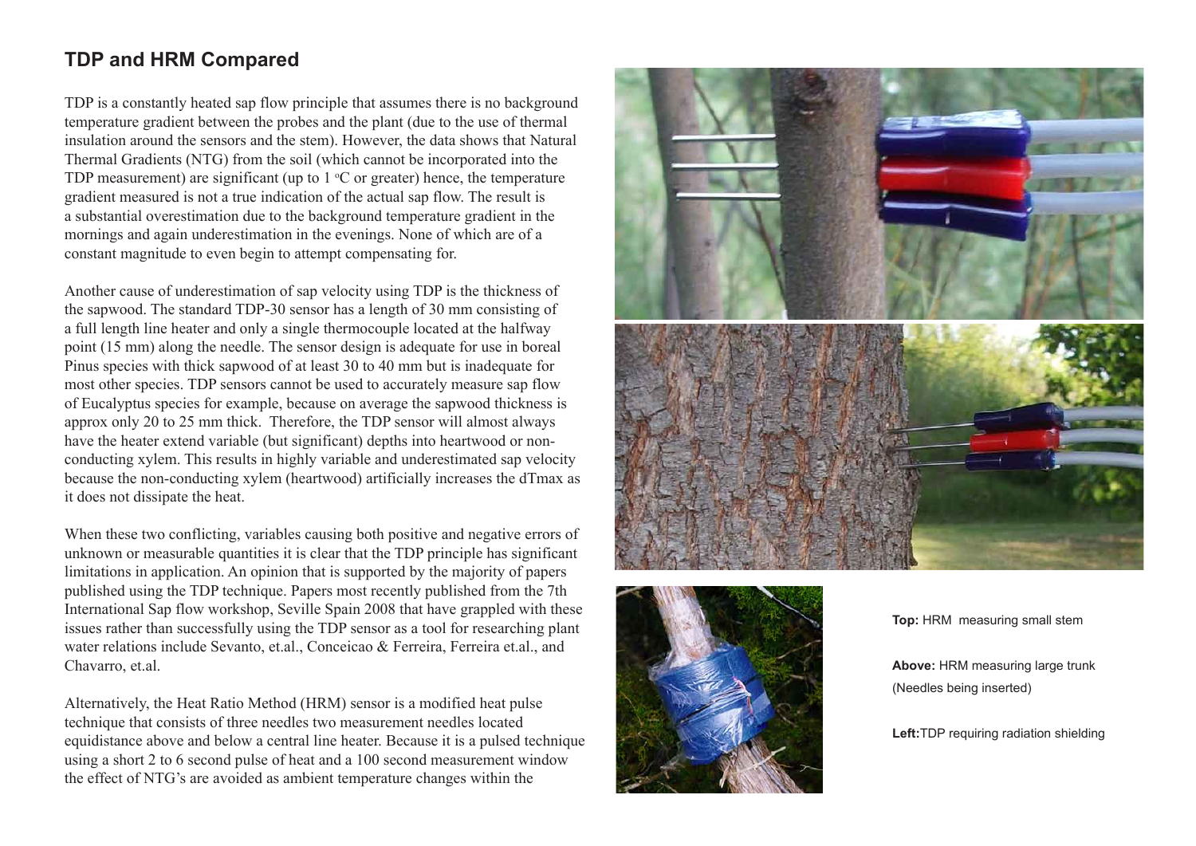## TDP and HRM Compared

TDP is a constantly heated sap flow principle that assumes there is no background temperature gradient between the probes and the plant (due to the use of thermal insulation around the sensors and the stem). However, the data shows that Natural Thermal Gradients (NTG) from the soil (which cannot be incorporated into the TDP measurement) are significant (up to 1 $^{o}$C or greater) hence, the temperature gradient measured is not a true indication of the actual sap flow. The result is a substantial overestimation due to the background temperature gradient in the mornings and again underestimation in the evenings. None of which are of a constant magnitude to even begin to attempt compensating for.

Another cause of underestimation of sap velocity using TDP is the thickness of the sapwood. The standard TDP-30 sensor has a length of 30 mm consisting of a full length line heater and only a single thermocouple located at the halfway point (15 mm) along the needle. The sensor design is adequate for use in boreal Pinus species with thick sapwood of at least 30 to 40 mm but is inadequate for most other species. TDP sensors cannot be used to accurately measure sap flow of Eucalyptus species for example, because on average the sapwood thickness is approx only 20 to 25 mm thick.  Therefore, the TDP sensor will almost always have the heater extend variable (but significant) depths into heartwood or non-conducting xylem. This results in highly variable and underestimated sap velocity because the non-conducting xylem (heartwood) artificially increases the dTmax as it does not dissipate the heat.

When these two conflicting, variables causing both positive and negative errors of unknown or measurable quantities it is clear that the TDP principle has significant limitations in application. An opinion that is supported by the majority of papers published using the TDP technique. Papers most recently published from the 7th International Sap flow workshop, Seville Spain 2008 that have grappled with these issues rather than successfully using the TDP sensor as a tool for researching plant water relations include Sevanto, et.al., Conceicao & Ferreira, Ferreira et.al., and Chavarro, et.al.

Alternatively, the Heat Ratio Method (HRM) sensor is a modified heat pulse technique that consists of three needles two measurement needles located equidistance above and below a central line heater. Because it is a pulsed technique using a short 2 to 6 second pulse of heat and a 100 second measurement window the effect of NTG's are avoided as ambient temperature changes within the

**Top:** HRM  measuring small stem

**Above:** HRM measuring large trunk (Needles being inserted)

**Left:** TDP requiring radiation shielding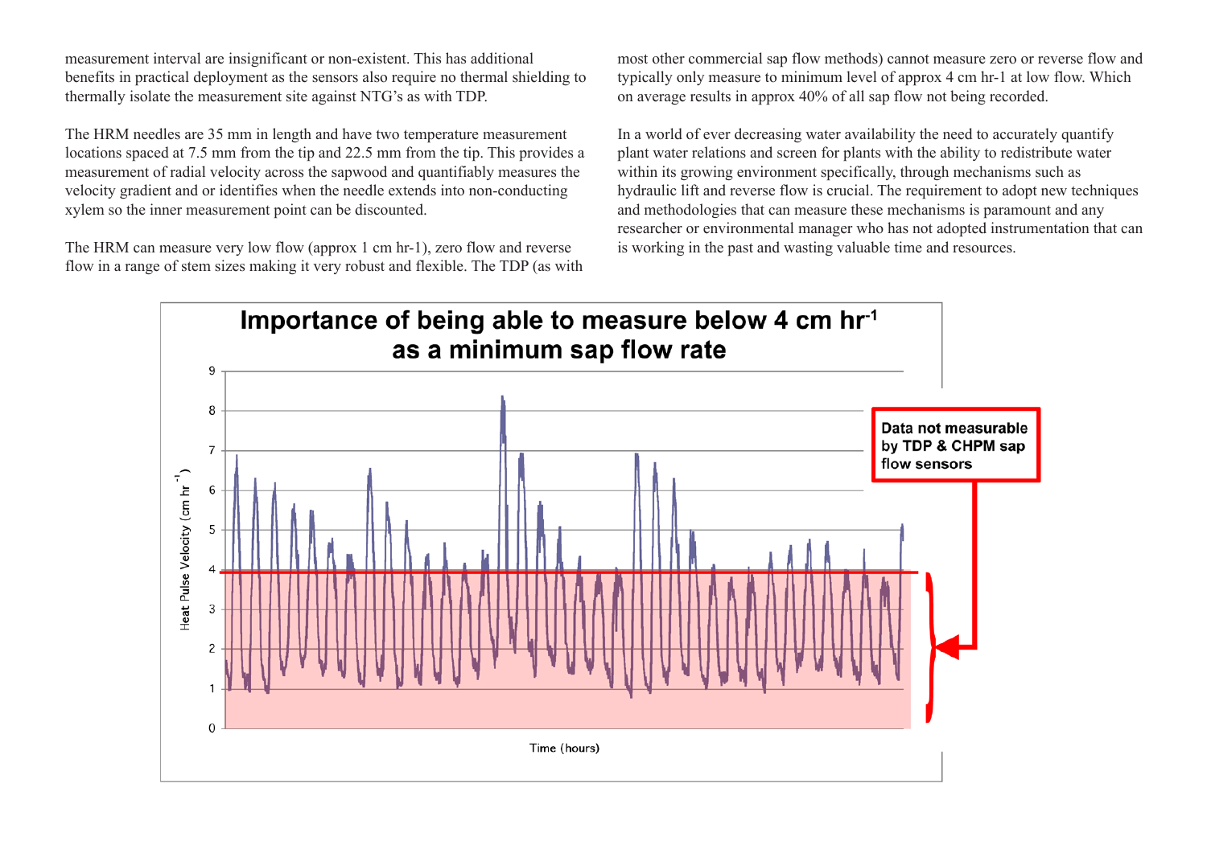measurement interval are insignificant or non-existent. This has additional benefits in practical deployment as the sensors also require no thermal shielding to thermally isolate the measurement site against NTG's as with TDP.

The HRM needles are 35 mm in length and have two temperature measurement locations spaced at 7.5 mm from the tip and 22.5 mm from the tip. This provides a measurement of radial velocity across the sapwood and quantifiably measures the velocity gradient and or identifies when the needle extends into non-conducting xylem so the inner measurement point can be discounted.

The HRM can measure very low flow (approx 1 cm hr-1), zero flow and reverse flow in a range of stem sizes making it very robust and flexible. The TDP (as with most other commercial sap flow methods) cannot measure zero or reverse flow and typically only measure to minimum level of approx 4 cm hr-1 at low flow. Which on average results in approx 40% of all sap flow not being recorded.

In a world of ever decreasing water availability the need to accurately quantify plant water relations and screen for plants with the ability to redistribute water within its growing environment specifically, through mechanisms such as hydraulic lift and reverse flow is crucial. The requirement to adopt new techniques and methodologies that can measure these mechanisms is paramount and any researcher or environmental manager who has not adopted instrumentation that can is working in the past and wasting valuable time and resources.

**Importance of being able to measure below 4 cm hr$^{-1}$ as a minimum sap flow rate**

Heat Pulse Velocity (cm hr$^{-1}$)

Time (hours)

**Data not measurable by TDP & CHPM sap flow sensors**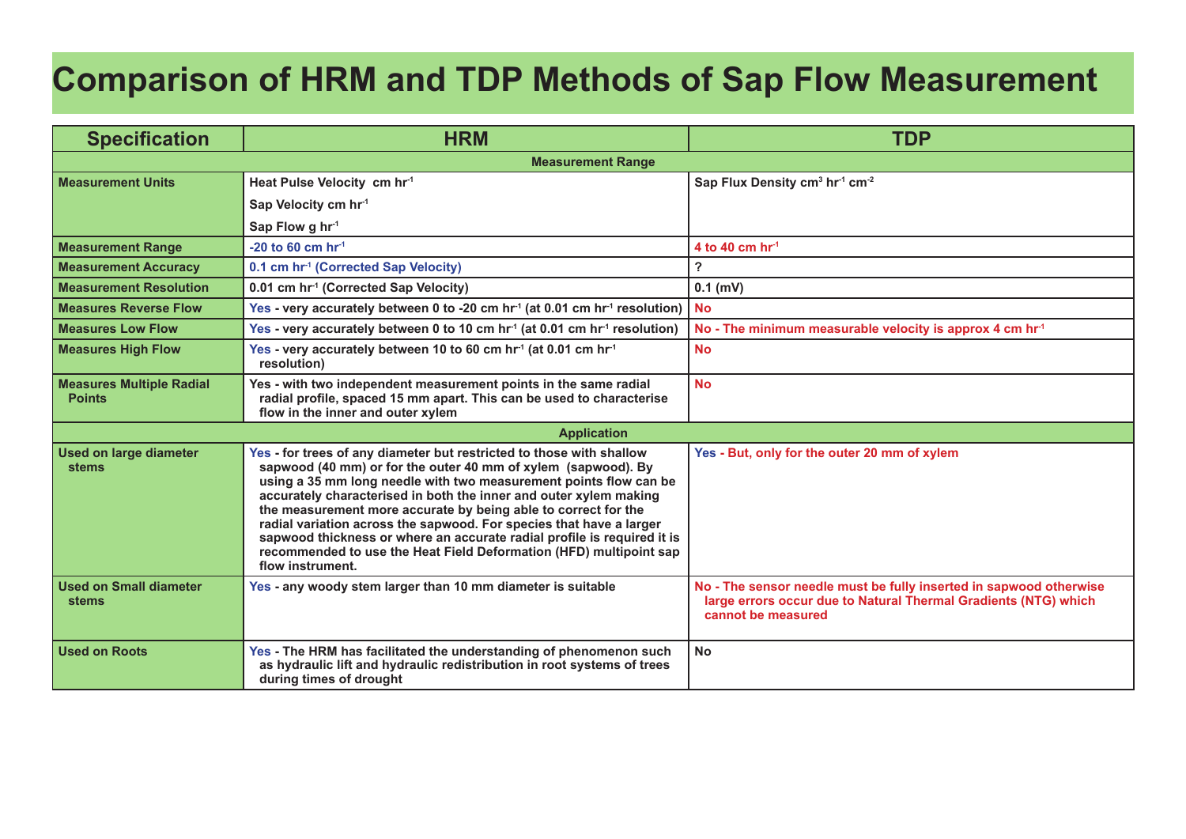# Comparison of HRM and TDP Methods of Sap Flow Measurement

| Specification | HRM | TDP |
|---|---|---|
| **Measurement Range** | | |
| Measurement Units | Heat Pulse Velocity cm $hr^{-1}$<br>Sap Velocity cm $hr^{-1}$<br>Sap Flow g $hr^{-1}$ | Sap Flux Density $cm^3$ $hr^{-1}$ $cm^{-2}$ |
| Measurement Range | -20 to 60 cm $hr^{-1}$ | 4 to 40 cm $hr^{-1}$ |
| Measurement Accuracy | 0.1 cm $hr^{-1}$ (Corrected Sap Velocity) | ? |
| Measurement Resolution | 0.01 cm $hr^{-1}$ (Corrected Sap Velocity) | 0.1 (mV) |
| Measures Reverse Flow | Yes - very accurately between 0 to -20 cm $hr^{-1}$ (at 0.01 cm $hr^{-1}$ resolution) | No |
| Measures Low Flow | Yes - very accurately between 0 to 10 cm $hr^{-1}$ (at 0.01 cm $hr^{-1}$ resolution) | No - The minimum measurable velocity is approx 4 cm $hr^{-1}$ |
| Measures High Flow | Yes - very accurately between 10 to 60 cm $hr^{-1}$ (at 0.01 cm $hr^{-1}$ resolution) | No |
| Measures Multiple Radial Points | Yes - with two independent measurement points in the same radial radial profile, spaced 15 mm apart. This can be used to characterise flow in the inner and outer xylem | No |
| **Application** | | |
| Used on large diameter stems | Yes - for trees of any diameter but restricted to those with shallow sapwood (40 mm) or for the outer 40 mm of xylem (sapwood). By using a 35 mm long needle with two measurement points flow can be accurately characterised in both the inner and outer xylem making the measurement more accurate by being able to correct for the radial variation across the sapwood. For species that have a larger sapwood thickness or where an accurate radial profile is required it is recommended to use the Heat Field Deformation (HFD) multipoint sap flow instrument. | Yes - But, only for the outer 20 mm of xylem |
| Used on Small diameter stems | Yes - any woody stem larger than 10 mm diameter is suitable | No - The sensor needle must be fully inserted in sapwood otherwise large errors occur due to Natural Thermal Gradients (NTG) which cannot be measured |
| Used on Roots | Yes - The HRM has facilitated the understanding of phenomenon such as hydraulic lift and hydraulic redistribution in root systems of trees during times of drought | No |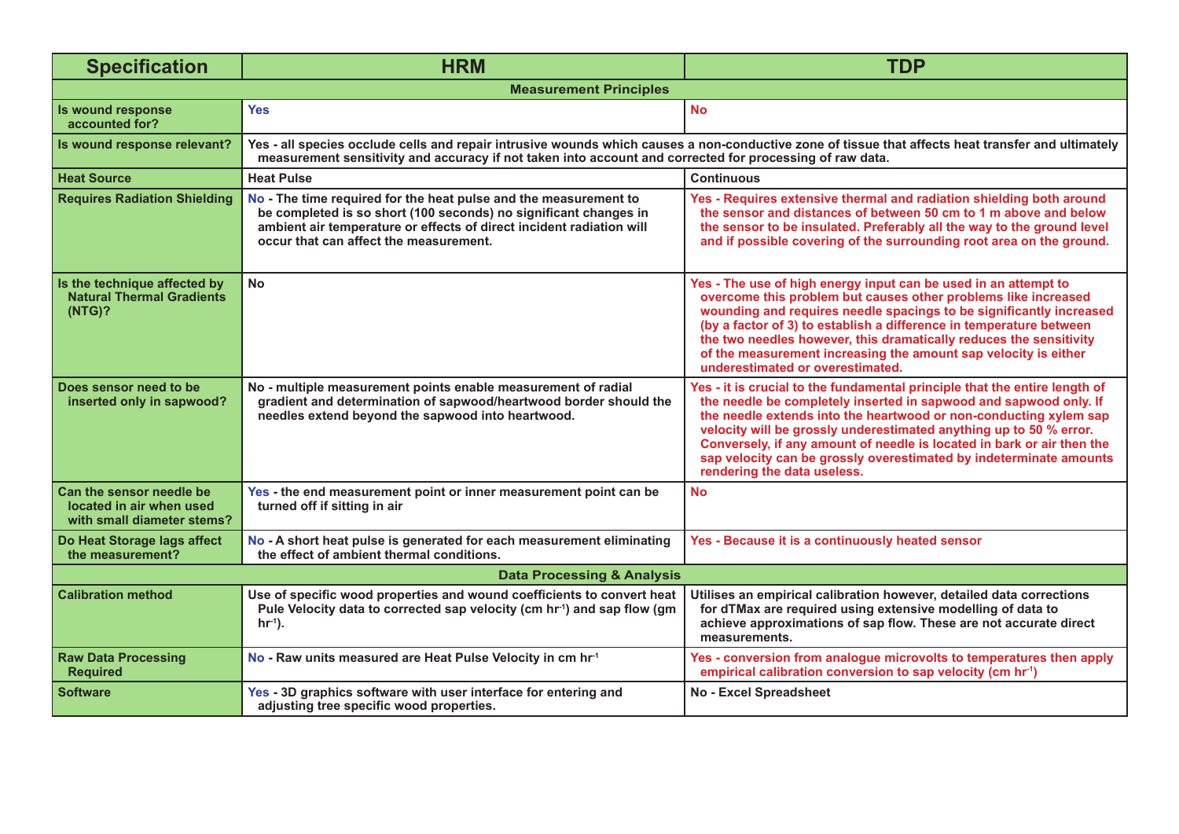| Specification | HRM | TDP |
| --- | --- | --- |
| **Measurement Principles** | | |
| **Is wound response accounted for?** | **Yes** | **No** |
| **Is wound response relevant?** | **Yes - all species occlude cells and repair intrusive wounds which causes a non-conductive zone of tissue that affects heat transfer and ultimately measurement sensitivity and accuracy if not taken into account and corrected for processing of raw data.** | |
| **Heat Source** | **Heat Pulse** | **Continuous** |
| **Requires Radiation Shielding** | **No - The time required for the heat pulse and the measurement to be completed is so short (100 seconds) no significant changes in ambient air temperature or effects of direct incident radiation will occur that can affect the measurement.** | **Yes - Requires extensive thermal and radiation shielding both around the sensor and distances of between 50 cm to 1 m above and below the sensor to be insulated. Preferably all the way to the ground level and if possible covering of the surrounding root area on the ground.** |
| **Is the technique affected by Natural Thermal Gradients (NTG)?** | **No** | **Yes - The use of high energy input can be used in an attempt to overcome this problem but causes other problems like increased wounding and requires needle spacings to be significantly increased (by a factor of 3) to establish a difference in temperature between the two needles however, this dramatically reduces the sensitivity of the measurement increasing the amount sap velocity is either underestimated or overestimated.** |
| **Does sensor need to be inserted only in sapwood?** | **No - multiple measurement points enable measurement of radial gradient and determination of sapwood/heartwood border should the needles extend beyond the sapwood into heartwood.** | **Yes - it is crucial to the fundamental principle that the entire length of the needle be completely inserted in sapwood and sapwood only. If the needle extends into the heartwood or non-conducting xylem sap velocity will be grossly underestimated anything up to 50 % error. Conversely, if any amount of needle is located in bark or air then the sap velocity can be grossly overestimated by indeterminate amounts rendering the data useless.** |
| **Can the sensor needle be located in air when used with small diameter stems?** | **Yes - the end measurement point or inner measurement point can be turned off if sitting in air** | **No** |
| **Do Heat Storage lags affect the measurement?** | **No - A short heat pulse is generated for each measurement eliminating the effect of ambient thermal conditions.** | **Yes - Because it is a continuously heated sensor** |
| **Data Processing & Analysis** | | |
| **Calibration method** | **Use of specific wood properties and wound coefficients to convert heat Pule Velocity data to corrected sap velocity (cm $hr^{-1}$) and sap flow (gm $hr^{-1}$).** | **Utilises an empirical calibration however, detailed data corrections for dTMax are required using extensive modelling of data to achieve approximations of sap flow. These are not accurate direct measurements.** |
| **Raw Data Processing Required** | **No - Raw units measured are Heat Pulse Velocity in cm $hr^{-1}$** | **Yes - conversion from analogue microvolts to temperatures then apply empirical calibration conversion to sap velocity (cm $hr^{-1}$)** |
| **Software** | **Yes - 3D graphics software with user interface for entering and adjusting tree specific wood properties.** | **No - Excel Spreadsheet** |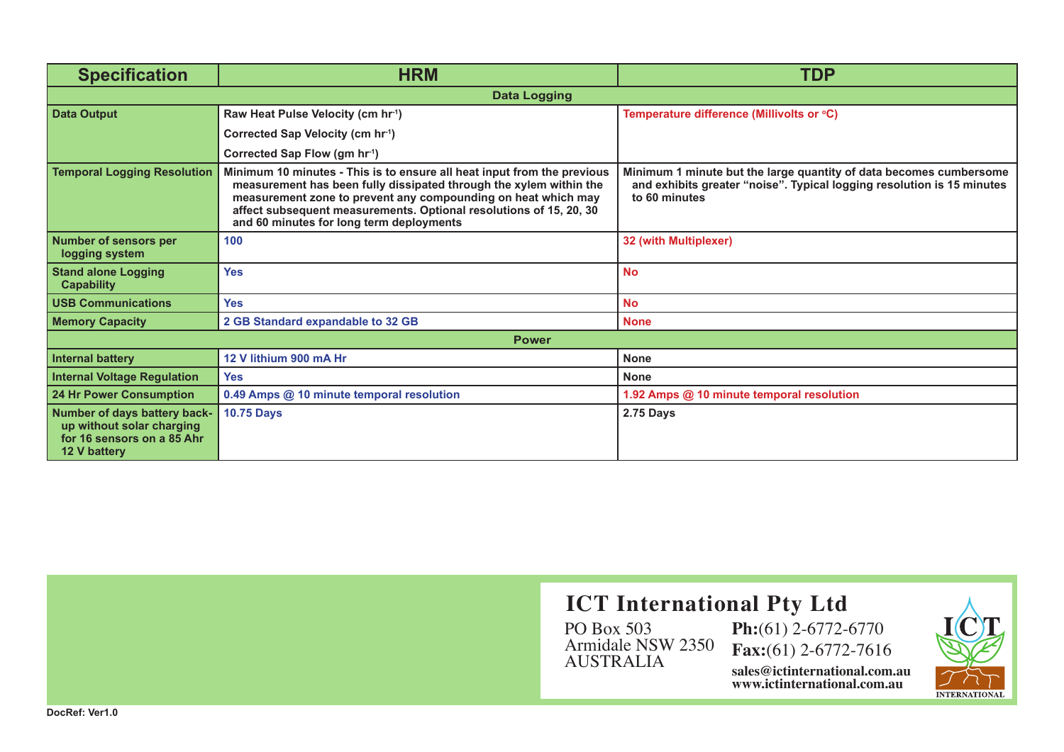| Specification | HRM | TDP |
|---|---|---|
| **Data Logging** | | |
| **Data Output** | **Raw Heat Pulse Velocity (cm hr$^{-1}$)**<br>**Corrected Sap Velocity (cm hr$^{-1}$)**<br>**Corrected Sap Flow (gm hr$^{-1}$)** | **Temperature difference (Millivolts or °C)** |
| **Temporal Logging Resolution** | **Minimum 10 minutes - This is to ensure all heat input from the previous measurement has been fully dissipated through the xylem within the measurement zone to prevent any compounding on heat which may affect subsequent measurements. Optional resolutions of 15, 20, 30 and 60 minutes for long term deployments** | **Minimum 1 minute but the large quantity of data becomes cumbersome and exhibits greater "noise". Typical logging resolution is 15 minutes to 60 minutes** |
| **Number of sensors per logging system** | **100** | **32 (with Multiplexer)** |
| **Stand alone Logging Capability** | **Yes** | **No** |
| **USB Communications** | **Yes** | **No** |
| **Memory Capacity** | **2 GB Standard expandable to 32 GB** | **None** |
| **Power** | | |
| **Internal battery** | **12 V lithium 900 mA Hr** | **None** |
| **Internal Voltage Regulation** | **Yes** | **None** |
| **24 Hr Power Consumption** | **0.49 Amps @ 10 minute temporal resolution** | **1.92 Amps @ 10 minute temporal resolution** |
| **Number of days battery back-up without solar charging for 16 sensors on a 85 Ahr 12 V battery** | **10.75 Days** | **2.75 Days** |

## ICT International Pty Ltd

PO Box 503
Armidale NSW 2350
AUSTRALIA

**Ph:**(61) 2-6772-6770
**Fax:**(61) 2-6772-7616
**sales@ictinternational.com.au**
**www.ictinternational.com.au**

DocRef: Ver1.0